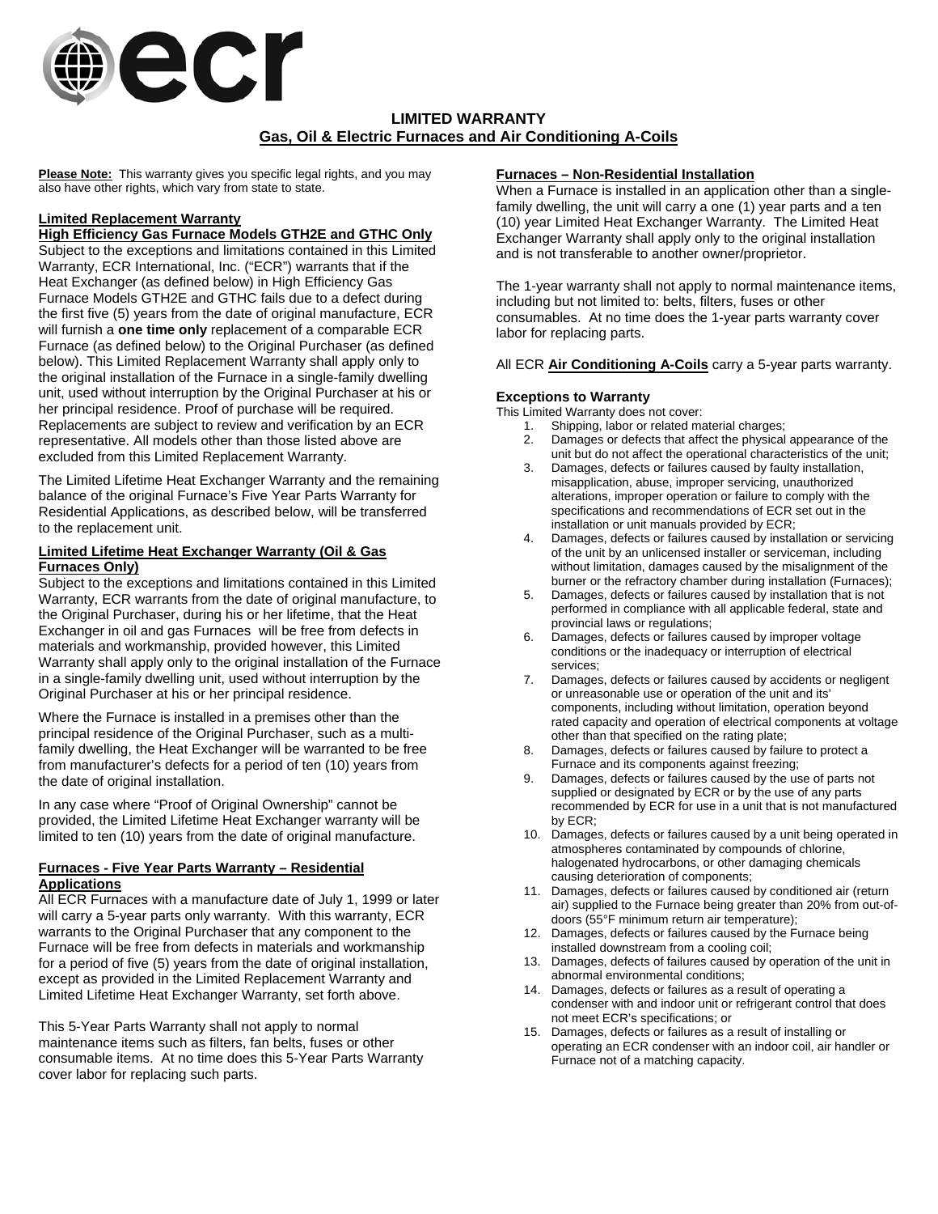# LIMITED WARRANTY

## Gas, Oil & Electric Furnaces and Air Conditioning A-Coils

**Please Note:** This warranty gives you specific legal rights, and you may also have other rights, which vary from state to state.

### Limited Replacement Warranty

**High Efficiency Gas Furnace Models GTH2E and GTHC Only**

Subject to the exceptions and limitations contained in this Limited Warranty, ECR International, Inc. ("ECR") warrants that if the Heat Exchanger (as defined below) in High Efficiency Gas Furnace Models GTH2E and GTHC fails due to a defect during the first five (5) years from the date of original manufacture, ECR will furnish a **one time only** replacement of a comparable ECR Furnace (as defined below) to the Original Purchaser (as defined below). This Limited Replacement Warranty shall apply only to the original installation of the Furnace in a single-family dwelling unit, used without interruption by the Original Purchaser at his or her principal residence. Proof of purchase will be required. Replacements are subject to review and verification by an ECR representative. All models other than those listed above are excluded from this Limited Replacement Warranty.

The Limited Lifetime Heat Exchanger Warranty and the remaining balance of the original Furnace's Five Year Parts Warranty for Residential Applications, as described below, will be transferred to the replacement unit.

### Limited Lifetime Heat Exchanger Warranty (Oil & Gas Furnaces Only)

Subject to the exceptions and limitations contained in this Limited Warranty, ECR warrants from the date of original manufacture, to the Original Purchaser, during his or her lifetime, that the Heat Exchanger in oil and gas Furnaces will be free from defects in materials and workmanship, provided however, this Limited Warranty shall apply only to the original installation of the Furnace in a single-family dwelling unit, used without interruption by the Original Purchaser at his or her principal residence.

Where the Furnace is installed in a premises other than the principal residence of the Original Purchaser, such as a multi-family dwelling, the Heat Exchanger will be warranted to be free from manufacturer's defects for a period of ten (10) years from the date of original installation.

In any case where "Proof of Original Ownership" cannot be provided, the Limited Lifetime Heat Exchanger warranty will be limited to ten (10) years from the date of original manufacture.

### Furnaces - Five Year Parts Warranty – Residential Applications

All ECR Furnaces with a manufacture date of July 1, 1999 or later will carry a 5-year parts only warranty. With this warranty, ECR warrants to the Original Purchaser that any component to the Furnace will be free from defects in materials and workmanship for a period of five (5) years from the date of original installation, except as provided in the Limited Replacement Warranty and Limited Lifetime Heat Exchanger Warranty, set forth above.

This 5-Year Parts Warranty shall not apply to normal maintenance items such as filters, fan belts, fuses or other consumable items. At no time does this 5-Year Parts Warranty cover labor for replacing such parts.

### Furnaces – Non-Residential Installation

When a Furnace is installed in an application other than a single-family dwelling, the unit will carry a one (1) year parts and a ten (10) year Limited Heat Exchanger Warranty. The Limited Heat Exchanger Warranty shall apply only to the original installation and is not transferable to another owner/proprietor.

The 1-year warranty shall not apply to normal maintenance items, including but not limited to: belts, filters, fuses or other consumables. At no time does the 1-year parts warranty cover labor for replacing parts.

All ECR **Air Conditioning A-Coils** carry a 5-year parts warranty.

### Exceptions to Warranty

This Limited Warranty does not cover:

1. Shipping, labor or related material charges;
2. Damages or defects that affect the physical appearance of the unit but do not affect the operational characteristics of the unit;
3. Damages, defects or failures caused by faulty installation, misapplication, abuse, improper servicing, unauthorized alterations, improper operation or failure to comply with the specifications and recommendations of ECR set out in the installation or unit manuals provided by ECR;
4. Damages, defects or failures caused by installation or servicing of the unit by an unlicensed installer or serviceman, including without limitation, damages caused by the misalignment of the burner or the refractory chamber during installation (Furnaces);
5. Damages, defects or failures caused by installation that is not performed in compliance with all applicable federal, state and provincial laws or regulations;
6. Damages, defects or failures caused by improper voltage conditions or the inadequacy or interruption of electrical services;
7. Damages, defects or failures caused by accidents or negligent or unreasonable use or operation of the unit and its' components, including without limitation, operation beyond rated capacity and operation of electrical components at voltage other than that specified on the rating plate;
8. Damages, defects or failures caused by failure to protect a Furnace and its components against freezing;
9. Damages, defects or failures caused by the use of parts not supplied or designated by ECR or by the use of any parts recommended by ECR for use in a unit that is not manufactured by ECR;
10. Damages, defects or failures caused by a unit being operated in atmospheres contaminated by compounds of chlorine, halogenated hydrocarbons, or other damaging chemicals causing deterioration of components;
11. Damages, defects or failures caused by conditioned air (return air) supplied to the Furnace being greater than 20% from out-of-doors (55°F minimum return air temperature);
12. Damages, defects or failures caused by the Furnace being installed downstream from a cooling coil;
13. Damages, defects of failures caused by operation of the unit in abnormal environmental conditions;
14. Damages, defects or failures as a result of operating a condenser with and indoor unit or refrigerant control that does not meet ECR's specifications; or
15. Damages, defects or failures as a result of installing or operating an ECR condenser with an indoor coil, air handler or Furnace not of a matching capacity.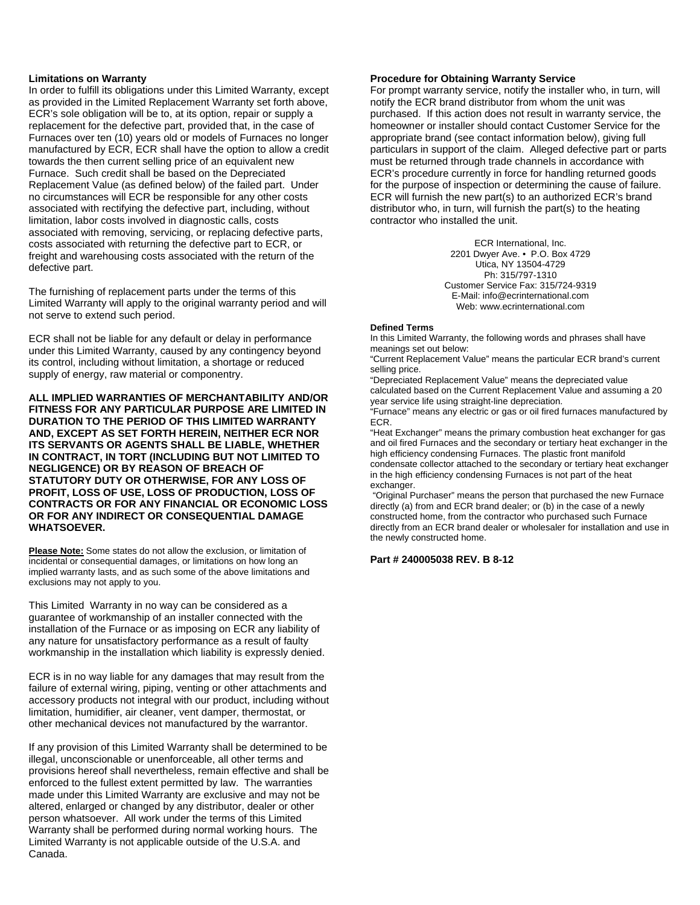### Limitations on Warranty

In order to fulfill its obligations under this Limited Warranty, except as provided in the Limited Replacement Warranty set forth above, ECR's sole obligation will be to, at its option, repair or supply a replacement for the defective part, provided that, in the case of Furnaces over ten (10) years old or models of Furnaces no longer manufactured by ECR, ECR shall have the option to allow a credit towards the then current selling price of an equivalent new Furnace. Such credit shall be based on the Depreciated Replacement Value (as defined below) of the failed part. Under no circumstances will ECR be responsible for any other costs associated with rectifying the defective part, including, without limitation, labor costs involved in diagnostic calls, costs associated with removing, servicing, or replacing defective parts, costs associated with returning the defective part to ECR, or freight and warehousing costs associated with the return of the defective part.

The furnishing of replacement parts under the terms of this Limited Warranty will apply to the original warranty period and will not serve to extend such period.

ECR shall not be liable for any default or delay in performance under this Limited Warranty, caused by any contingency beyond its control, including without limitation, a shortage or reduced supply of energy, raw material or componentry.

**ALL IMPLIED WARRANTIES OF MERCHANTABILITY AND/OR FITNESS FOR ANY PARTICULAR PURPOSE ARE LIMITED IN DURATION TO THE PERIOD OF THIS LIMITED WARRANTY AND, EXCEPT AS SET FORTH HEREIN, NEITHER ECR NOR ITS SERVANTS OR AGENTS SHALL BE LIABLE, WHETHER IN CONTRACT, IN TORT (INCLUDING BUT NOT LIMITED TO NEGLIGENCE) OR BY REASON OF BREACH OF STATUTORY DUTY OR OTHERWISE, FOR ANY LOSS OF PROFIT, LOSS OF USE, LOSS OF PRODUCTION, LOSS OF CONTRACTS OR FOR ANY FINANCIAL OR ECONOMIC LOSS OR FOR ANY INDIRECT OR CONSEQUENTIAL DAMAGE WHATSOEVER.**

**Please Note:** Some states do not allow the exclusion, or limitation of incidental or consequential damages, or limitations on how long an implied warranty lasts, and as such some of the above limitations and exclusions may not apply to you.

This Limited Warranty in no way can be considered as a guarantee of workmanship of an installer connected with the installation of the Furnace or as imposing on ECR any liability of any nature for unsatisfactory performance as a result of faulty workmanship in the installation which liability is expressly denied.

ECR is in no way liable for any damages that may result from the failure of external wiring, piping, venting or other attachments and accessory products not integral with our product, including without limitation, humidifier, air cleaner, vent damper, thermostat, or other mechanical devices not manufactured by the warrantor.

If any provision of this Limited Warranty shall be determined to be illegal, unconscionable or unenforceable, all other terms and provisions hereof shall nevertheless, remain effective and shall be enforced to the fullest extent permitted by law. The warranties made under this Limited Warranty are exclusive and may not be altered, enlarged or changed by any distributor, dealer or other person whatsoever. All work under the terms of this Limited Warranty shall be performed during normal working hours. The Limited Warranty is not applicable outside of the U.S.A. and Canada.

### Procedure for Obtaining Warranty Service

For prompt warranty service, notify the installer who, in turn, will notify the ECR brand distributor from whom the unit was purchased. If this action does not result in warranty service, the homeowner or installer should contact Customer Service for the appropriate brand (see contact information below), giving full particulars in support of the claim. Alleged defective part or parts must be returned through trade channels in accordance with ECR's procedure currently in force for handling returned goods for the purpose of inspection or determining the cause of failure. ECR will furnish the new part(s) to an authorized ECR's brand distributor who, in turn, will furnish the part(s) to the heating contractor who installed the unit.

ECR International, Inc.  
2201 Dwyer Ave. • P.O. Box 4729  
Utica, NY 13504-4729  
Ph: 315/797-1310  
Customer Service Fax: 315/724-9319  
E-Mail: info@ecrinternational.com  
Web: www.ecrinternational.com

#### Defined Terms

In this Limited Warranty, the following words and phrases shall have meanings set out below:

"Current Replacement Value" means the particular ECR brand's current selling price.

"Depreciated Replacement Value" means the depreciated value calculated based on the Current Replacement Value and assuming a 20 year service life using straight-line depreciation.

"Furnace" means any electric or gas or oil fired furnaces manufactured by ECR.

"Heat Exchanger" means the primary combustion heat exchanger for gas and oil fired Furnaces and the secondary or tertiary heat exchanger in the high efficiency condensing Furnaces. The plastic front manifold condensate collector attached to the secondary or tertiary heat exchanger in the high efficiency condensing Furnaces is not part of the heat exchanger.

"Original Purchaser" means the person that purchased the new Furnace directly (a) from and ECR brand dealer; or (b) in the case of a newly constructed home, from the contractor who purchased such Furnace directly from an ECR brand dealer or wholesaler for installation and use in the newly constructed home.

**Part # 240005038 REV. B 8-12**